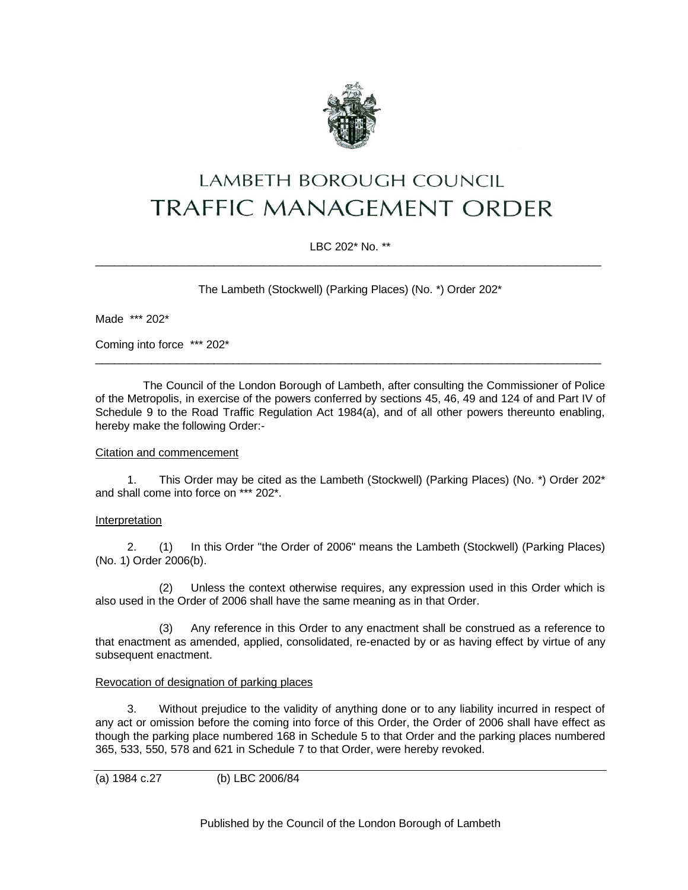# LAMBETH BOROUGH COUNCIL
# TRAFFIC MANAGEMENT ORDER

LBC 202* No. **

---

The Lambeth (Stockwell) (Parking Places) (No. *) Order 202*

Made *** 202*

Coming into force *** 202*

---

The Council of the London Borough of Lambeth, after consulting the Commissioner of Police of the Metropolis, in exercise of the powers conferred by sections 45, 46, 49 and 124 of and Part IV of Schedule 9 to the Road Traffic Regulation Act 1984(a), and of all other powers thereunto enabling, hereby make the following Order:-

Citation and commencement

1. This Order may be cited as the Lambeth (Stockwell) (Parking Places) (No. *) Order 202* and shall come into force on *** 202*.

Interpretation

2. (1) In this Order "the Order of 2006" means the Lambeth (Stockwell) (Parking Places) (No. 1) Order 2006(b).

(2) Unless the context otherwise requires, any expression used in this Order which is also used in the Order of 2006 shall have the same meaning as in that Order.

(3) Any reference in this Order to any enactment shall be construed as a reference to that enactment as amended, applied, consolidated, re-enacted by or as having effect by virtue of any subsequent enactment.

Revocation of designation of parking places

3. Without prejudice to the validity of anything done or to any liability incurred in respect of any act or omission before the coming into force of this Order, the Order of 2006 shall have effect as though the parking place numbered 168 in Schedule 5 to that Order and the parking places numbered 365, 533, 550, 578 and 621 in Schedule 7 to that Order, were hereby revoked.

---

(a) 1984 c.27 (b) LBC 2006/84

Published by the Council of the London Borough of Lambeth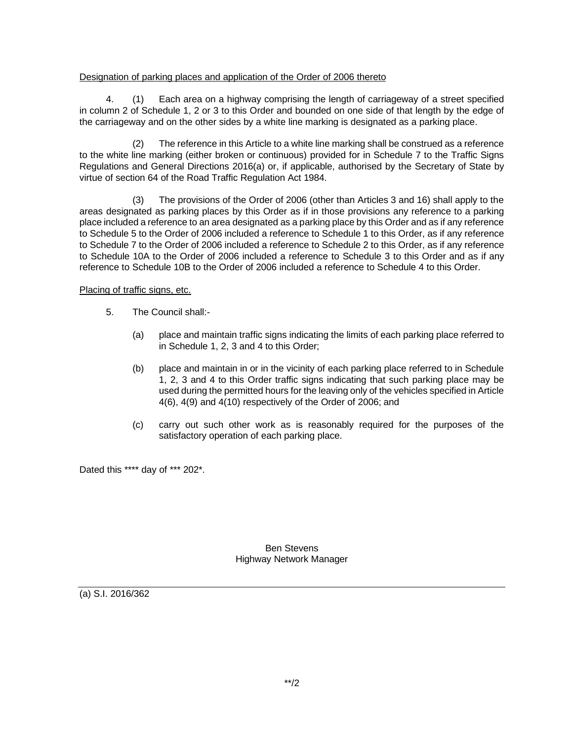Designation of parking places and application of the Order of 2006 thereto

4. (1) Each area on a highway comprising the length of carriageway of a street specified in column 2 of Schedule 1, 2 or 3 to this Order and bounded on one side of that length by the edge of the carriageway and on the other sides by a white line marking is designated as a parking place.

(2) The reference in this Article to a white line marking shall be construed as a reference to the white line marking (either broken or continuous) provided for in Schedule 7 to the Traffic Signs Regulations and General Directions 2016(a) or, if applicable, authorised by the Secretary of State by virtue of section 64 of the Road Traffic Regulation Act 1984.

(3) The provisions of the Order of 2006 (other than Articles 3 and 16) shall apply to the areas designated as parking places by this Order as if in those provisions any reference to a parking place included a reference to an area designated as a parking place by this Order and as if any reference to Schedule 5 to the Order of 2006 included a reference to Schedule 1 to this Order, as if any reference to Schedule 7 to the Order of 2006 included a reference to Schedule 2 to this Order, as if any reference to Schedule 10A to the Order of 2006 included a reference to Schedule 3 to this Order and as if any reference to Schedule 10B to the Order of 2006 included a reference to Schedule 4 to this Order.

Placing of traffic signs, etc.

5. The Council shall:-

(a) place and maintain traffic signs indicating the limits of each parking place referred to in Schedule 1, 2, 3 and 4 to this Order;

(b) place and maintain in or in the vicinity of each parking place referred to in Schedule 1, 2, 3 and 4 to this Order traffic signs indicating that such parking place may be used during the permitted hours for the leaving only of the vehicles specified in Article 4(6), 4(9) and 4(10) respectively of the Order of 2006; and

(c) carry out such other work as is reasonably required for the purposes of the satisfactory operation of each parking place.

Dated this **** day of *** 202*.

Ben Stevens
Highway Network Manager

---

(a) S.I. 2016/362

**/2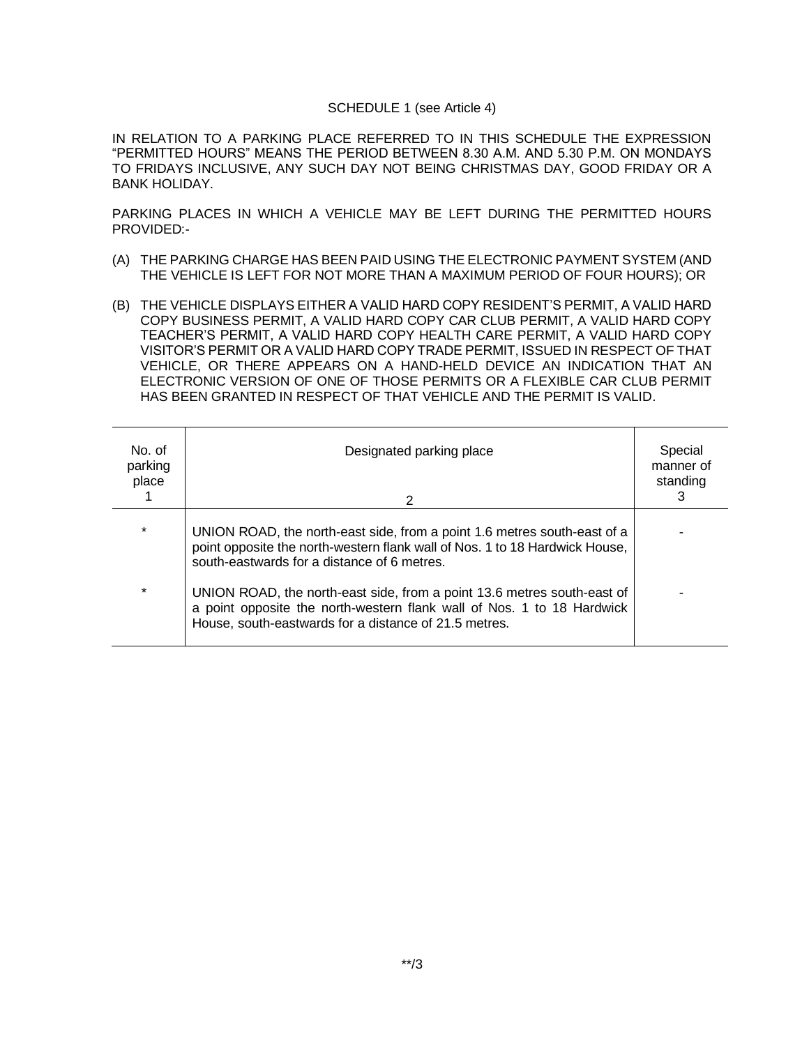SCHEDULE 1 (see Article 4)

IN RELATION TO A PARKING PLACE REFERRED TO IN THIS SCHEDULE THE EXPRESSION "PERMITTED HOURS" MEANS THE PERIOD BETWEEN 8.30 A.M. AND 5.30 P.M. ON MONDAYS TO FRIDAYS INCLUSIVE, ANY SUCH DAY NOT BEING CHRISTMAS DAY, GOOD FRIDAY OR A BANK HOLIDAY.

PARKING PLACES IN WHICH A VEHICLE MAY BE LEFT DURING THE PERMITTED HOURS PROVIDED:-

(A) THE PARKING CHARGE HAS BEEN PAID USING THE ELECTRONIC PAYMENT SYSTEM (AND THE VEHICLE IS LEFT FOR NOT MORE THAN A MAXIMUM PERIOD OF FOUR HOURS); OR

(B) THE VEHICLE DISPLAYS EITHER A VALID HARD COPY RESIDENT'S PERMIT, A VALID HARD COPY BUSINESS PERMIT, A VALID HARD COPY CAR CLUB PERMIT, A VALID HARD COPY TEACHER'S PERMIT, A VALID HARD COPY HEALTH CARE PERMIT, A VALID HARD COPY VISITOR'S PERMIT OR A VALID HARD COPY TRADE PERMIT, ISSUED IN RESPECT OF THAT VEHICLE, OR THERE APPEARS ON A HAND-HELD DEVICE AN INDICATION THAT AN ELECTRONIC VERSION OF ONE OF THOSE PERMITS OR A FLEXIBLE CAR CLUB PERMIT HAS BEEN GRANTED IN RESPECT OF THAT VEHICLE AND THE PERMIT IS VALID.

| No. of parking place 1 | Designated parking place 2 | Special manner of standing 3 |
|---|---|---|
| * | UNION ROAD, the north-east side, from a point 1.6 metres south-east of a point opposite the north-western flank wall of Nos. 1 to 18 Hardwick House, south-eastwards for a distance of 6 metres. | - |
| * | UNION ROAD, the north-east side, from a point 13.6 metres south-east of a point opposite the north-western flank wall of Nos. 1 to 18 Hardwick House, south-eastwards for a distance of 21.5 metres. | - |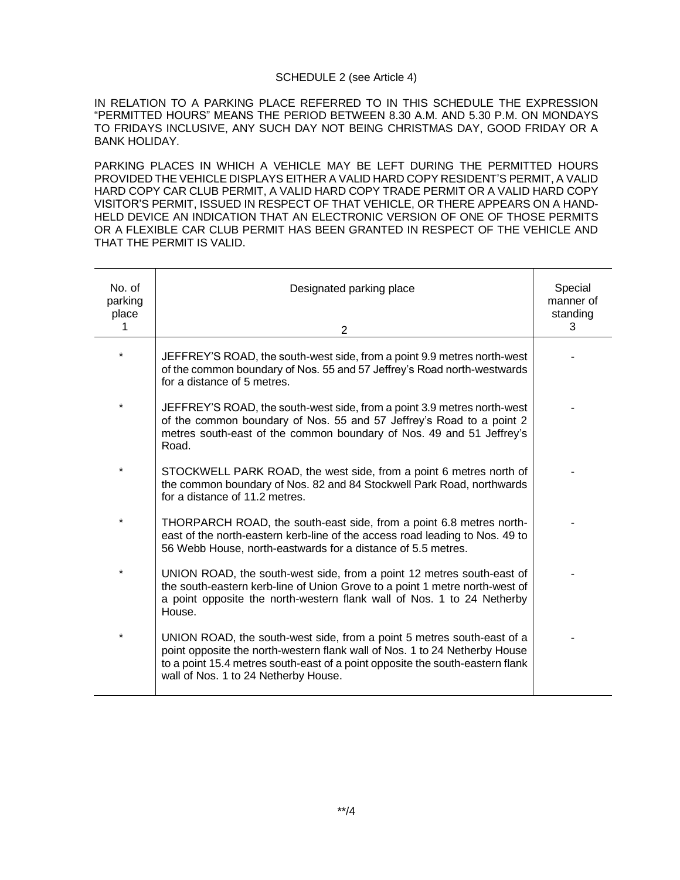SCHEDULE 2 (see Article 4)

IN RELATION TO A PARKING PLACE REFERRED TO IN THIS SCHEDULE THE EXPRESSION "PERMITTED HOURS" MEANS THE PERIOD BETWEEN 8.30 A.M. AND 5.30 P.M. ON MONDAYS TO FRIDAYS INCLUSIVE, ANY SUCH DAY NOT BEING CHRISTMAS DAY, GOOD FRIDAY OR A BANK HOLIDAY.

PARKING PLACES IN WHICH A VEHICLE MAY BE LEFT DURING THE PERMITTED HOURS PROVIDED THE VEHICLE DISPLAYS EITHER A VALID HARD COPY RESIDENT'S PERMIT, A VALID HARD COPY CAR CLUB PERMIT, A VALID HARD COPY TRADE PERMIT OR A VALID HARD COPY VISITOR'S PERMIT, ISSUED IN RESPECT OF THAT VEHICLE, OR THERE APPEARS ON A HAND-HELD DEVICE AN INDICATION THAT AN ELECTRONIC VERSION OF ONE OF THOSE PERMITS OR A FLEXIBLE CAR CLUB PERMIT HAS BEEN GRANTED IN RESPECT OF THE VEHICLE AND THAT THE PERMIT IS VALID.

| No. of parking place 1 | Designated parking place 2 | Special manner of standing 3 |
|---|---|---|
| * | JEFFREY'S ROAD, the south-west side, from a point 9.9 metres north-west of the common boundary of Nos. 55 and 57 Jeffrey's Road north-westwards for a distance of 5 metres. | - |
| * | JEFFREY'S ROAD, the south-west side, from a point 3.9 metres north-west of the common boundary of Nos. 55 and 57 Jeffrey's Road to a point 2 metres south-east of the common boundary of Nos. 49 and 51 Jeffrey's Road. | - |
| * | STOCKWELL PARK ROAD, the west side, from a point 6 metres north of the common boundary of Nos. 82 and 84 Stockwell Park Road, northwards for a distance of 11.2 metres. | - |
| * | THORPARCH ROAD, the south-east side, from a point 6.8 metres north-east of the north-eastern kerb-line of the access road leading to Nos. 49 to 56 Webb House, north-eastwards for a distance of 5.5 metres. | - |
| * | UNION ROAD, the south-west side, from a point 12 metres south-east of the south-eastern kerb-line of Union Grove to a point 1 metre north-west of a point opposite the north-western flank wall of Nos. 1 to 24 Netherby House. | - |
| * | UNION ROAD, the south-west side, from a point 5 metres south-east of a point opposite the north-western flank wall of Nos. 1 to 24 Netherby House to a point 15.4 metres south-east of a point opposite the south-eastern flank wall of Nos. 1 to 24 Netherby House. | - |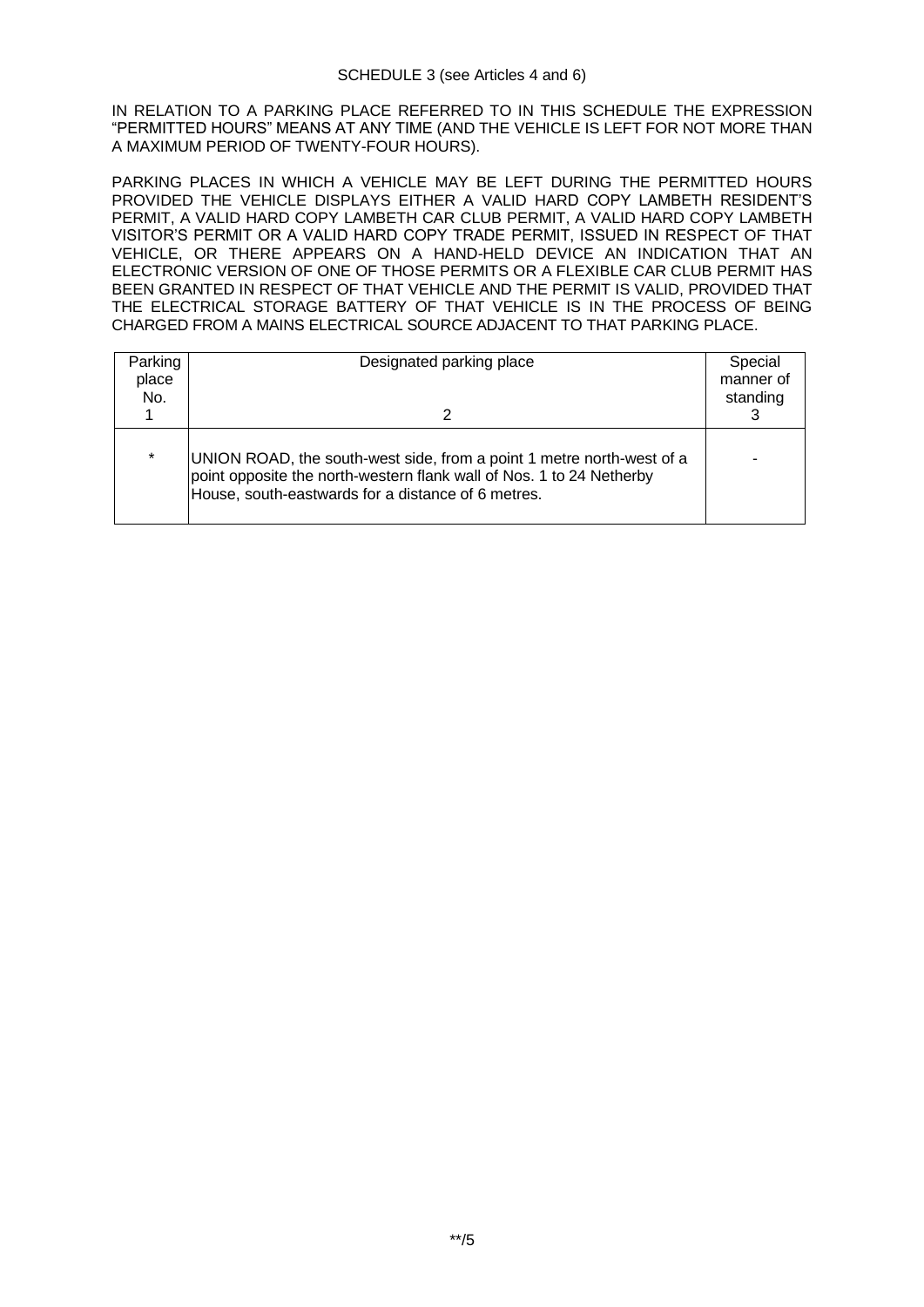SCHEDULE 3 (see Articles 4 and 6)

IN RELATION TO A PARKING PLACE REFERRED TO IN THIS SCHEDULE THE EXPRESSION "PERMITTED HOURS" MEANS AT ANY TIME (AND THE VEHICLE IS LEFT FOR NOT MORE THAN A MAXIMUM PERIOD OF TWENTY-FOUR HOURS).

PARKING PLACES IN WHICH A VEHICLE MAY BE LEFT DURING THE PERMITTED HOURS PROVIDED THE VEHICLE DISPLAYS EITHER A VALID HARD COPY LAMBETH RESIDENT'S PERMIT, A VALID HARD COPY LAMBETH CAR CLUB PERMIT, A VALID HARD COPY LAMBETH VISITOR'S PERMIT OR A VALID HARD COPY TRADE PERMIT, ISSUED IN RESPECT OF THAT VEHICLE, OR THERE APPEARS ON A HAND-HELD DEVICE AN INDICATION THAT AN ELECTRONIC VERSION OF ONE OF THOSE PERMITS OR A FLEXIBLE CAR CLUB PERMIT HAS BEEN GRANTED IN RESPECT OF THAT VEHICLE AND THE PERMIT IS VALID, PROVIDED THAT THE ELECTRICAL STORAGE BATTERY OF THAT VEHICLE IS IN THE PROCESS OF BEING CHARGED FROM A MAINS ELECTRICAL SOURCE ADJACENT TO THAT PARKING PLACE.

| Parking place No. 1 | Designated parking place 2 | Special manner of standing 3 |
|---|---|---|
| * | UNION ROAD, the south-west side, from a point 1 metre north-west of a point opposite the north-western flank wall of Nos. 1 to 24 Netherby House, south-eastwards for a distance of 6 metres. | - |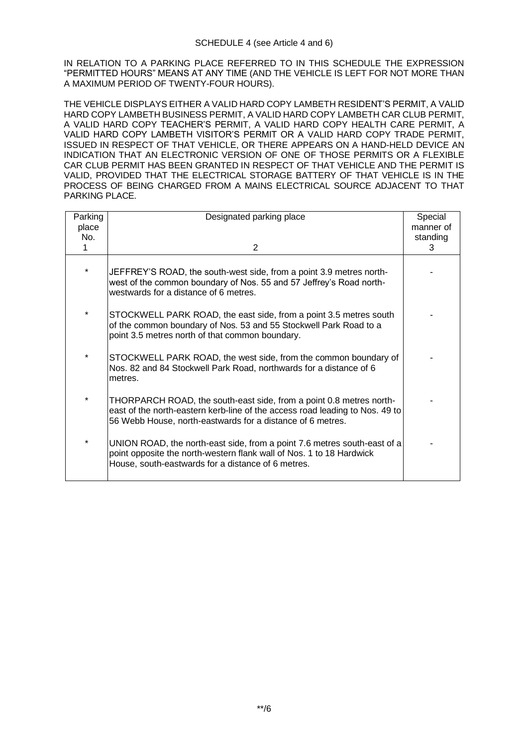SCHEDULE 4 (see Article 4 and 6)

IN RELATION TO A PARKING PLACE REFERRED TO IN THIS SCHEDULE THE EXPRESSION "PERMITTED HOURS" MEANS AT ANY TIME (AND THE VEHICLE IS LEFT FOR NOT MORE THAN A MAXIMUM PERIOD OF TWENTY-FOUR HOURS).

THE VEHICLE DISPLAYS EITHER A VALID HARD COPY LAMBETH RESIDENT'S PERMIT, A VALID HARD COPY LAMBETH BUSINESS PERMIT, A VALID HARD COPY LAMBETH CAR CLUB PERMIT, A VALID HARD COPY TEACHER'S PERMIT, A VALID HARD COPY HEALTH CARE PERMIT, A VALID HARD COPY LAMBETH VISITOR'S PERMIT OR A VALID HARD COPY TRADE PERMIT, ISSUED IN RESPECT OF THAT VEHICLE, OR THERE APPEARS ON A HAND-HELD DEVICE AN INDICATION THAT AN ELECTRONIC VERSION OF ONE OF THOSE PERMITS OR A FLEXIBLE CAR CLUB PERMIT HAS BEEN GRANTED IN RESPECT OF THAT VEHICLE AND THE PERMIT IS VALID, PROVIDED THAT THE ELECTRICAL STORAGE BATTERY OF THAT VEHICLE IS IN THE PROCESS OF BEING CHARGED FROM A MAINS ELECTRICAL SOURCE ADJACENT TO THAT PARKING PLACE.

| Parking place No. 1 | Designated parking place 2 | Special manner of standing 3 |
|---|---|---|
| * | JEFFREY'S ROAD, the south-west side, from a point 3.9 metres north-west of the common boundary of Nos. 55 and 57 Jeffrey's Road north-westwards for a distance of 6 metres. | - |
| * | STOCKWELL PARK ROAD, the east side, from a point 3.5 metres south of the common boundary of Nos. 53 and 55 Stockwell Park Road to a point 3.5 metres north of that common boundary. | - |
| * | STOCKWELL PARK ROAD, the west side, from the common boundary of Nos. 82 and 84 Stockwell Park Road, northwards for a distance of 6 metres. | - |
| * | THORPARCH ROAD, the south-east side, from a point 0.8 metres north-east of the north-eastern kerb-line of the access road leading to Nos. 49 to 56 Webb House, north-eastwards for a distance of 6 metres. | - |
| * | UNION ROAD, the north-east side, from a point 7.6 metres south-east of a point opposite the north-western flank wall of Nos. 1 to 18 Hardwick House, south-eastwards for a distance of 6 metres. | - |